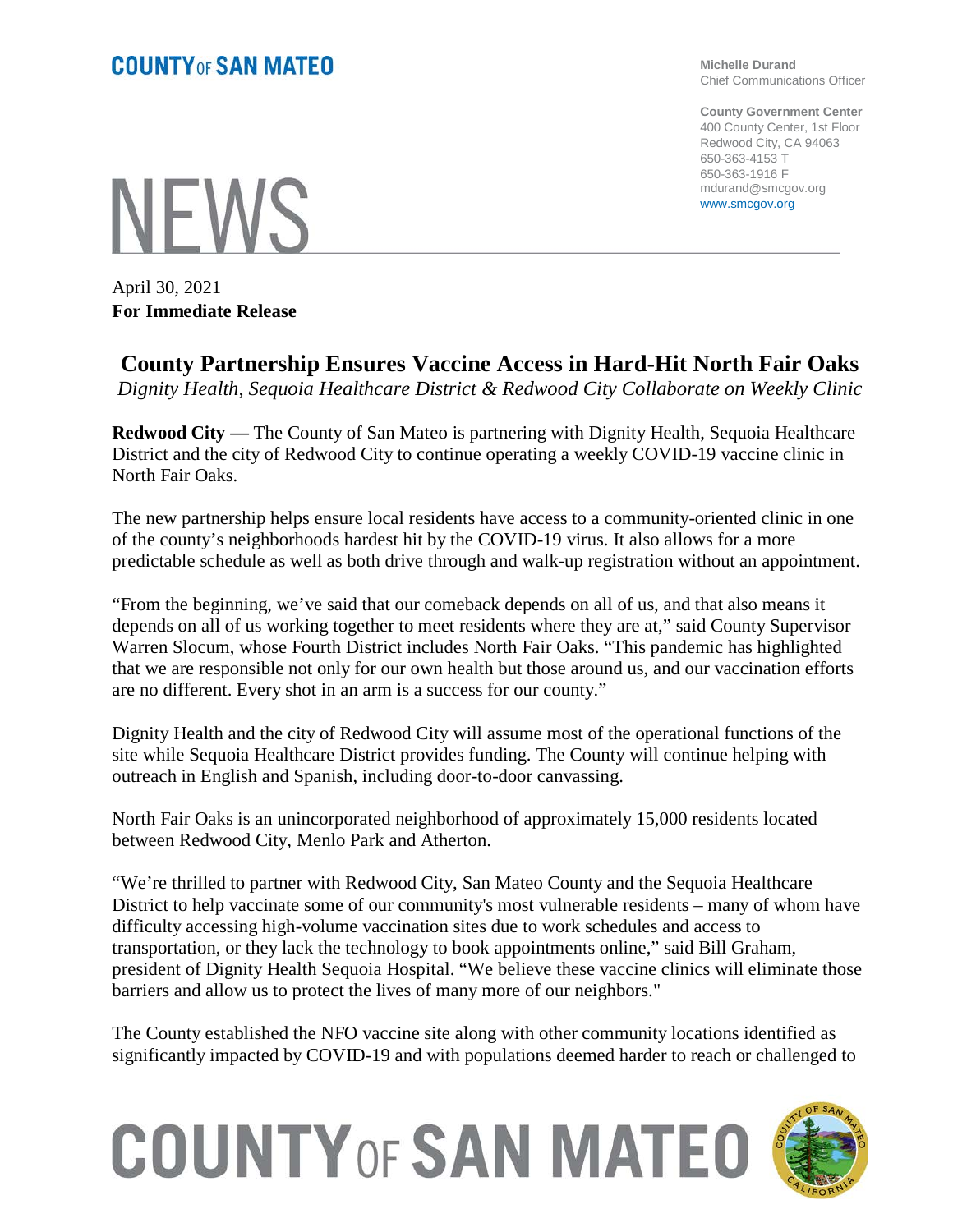COUNTY OF SAN MATEO

Michelle Durand
Chief Communications Officer

County Government Center
400 County Center, 1st Floor
Redwood City, CA 94063
650-363-4153 T
650-363-1916 F
mdurand@smcgov.org
www.smcgov.org

# NEWS

April 30, 2021
**For Immediate Release**

## County Partnership Ensures Vaccine Access in Hard-Hit North Fair Oaks

*Dignity Health, Sequoia Healthcare District & Redwood City Collaborate on Weekly Clinic*

**Redwood City —** The County of San Mateo is partnering with Dignity Health, Sequoia Healthcare District and the city of Redwood City to continue operating a weekly COVID-19 vaccine clinic in North Fair Oaks.

The new partnership helps ensure local residents have access to a community-oriented clinic in one of the county's neighborhoods hardest hit by the COVID-19 virus. It also allows for a more predictable schedule as well as both drive through and walk-up registration without an appointment.

"From the beginning, we've said that our comeback depends on all of us, and that also means it depends on all of us working together to meet residents where they are at," said County Supervisor Warren Slocum, whose Fourth District includes North Fair Oaks. "This pandemic has highlighted that we are responsible not only for our own health but those around us, and our vaccination efforts are no different. Every shot in an arm is a success for our county."

Dignity Health and the city of Redwood City will assume most of the operational functions of the site while Sequoia Healthcare District provides funding. The County will continue helping with outreach in English and Spanish, including door-to-door canvassing.

North Fair Oaks is an unincorporated neighborhood of approximately 15,000 residents located between Redwood City, Menlo Park and Atherton.

"We're thrilled to partner with Redwood City, San Mateo County and the Sequoia Healthcare District to help vaccinate some of our community's most vulnerable residents – many of whom have difficulty accessing high-volume vaccination sites due to work schedules and access to transportation, or they lack the technology to book appointments online," said Bill Graham, president of Dignity Health Sequoia Hospital. "We believe these vaccine clinics will eliminate those barriers and allow us to protect the lives of many more of our neighbors."

The County established the NFO vaccine site along with other community locations identified as significantly impacted by COVID-19 and with populations deemed harder to reach or challenged to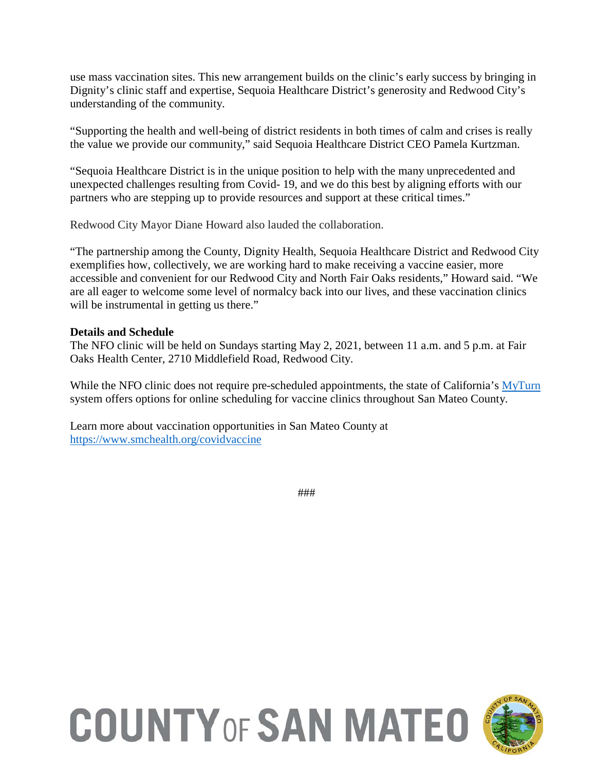use mass vaccination sites. This new arrangement builds on the clinic's early success by bringing in Dignity's clinic staff and expertise, Sequoia Healthcare District's generosity and Redwood City's understanding of the community.

"Supporting the health and well-being of district residents in both times of calm and crises is really the value we provide our community," said Sequoia Healthcare District CEO Pamela Kurtzman.

"Sequoia Healthcare District is in the unique position to help with the many unprecedented and unexpected challenges resulting from Covid- 19, and we do this best by aligning efforts with our partners who are stepping up to provide resources and support at these critical times."

Redwood City Mayor Diane Howard also lauded the collaboration.

"The partnership among the County, Dignity Health, Sequoia Healthcare District and Redwood City exemplifies how, collectively, we are working hard to make receiving a vaccine easier, more accessible and convenient for our Redwood City and North Fair Oaks residents," Howard said. "We are all eager to welcome some level of normalcy back into our lives, and these vaccination clinics will be instrumental in getting us there."

**Details and Schedule**

The NFO clinic will be held on Sundays starting May 2, 2021, between 11 a.m. and 5 p.m. at Fair Oaks Health Center, 2710 Middlefield Road, Redwood City.

While the NFO clinic does not require pre-scheduled appointments, the state of California's MyTurn system offers options for online scheduling for vaccine clinics throughout San Mateo County.

Learn more about vaccination opportunities in San Mateo County at https://www.smchealth.org/covidvaccine

###